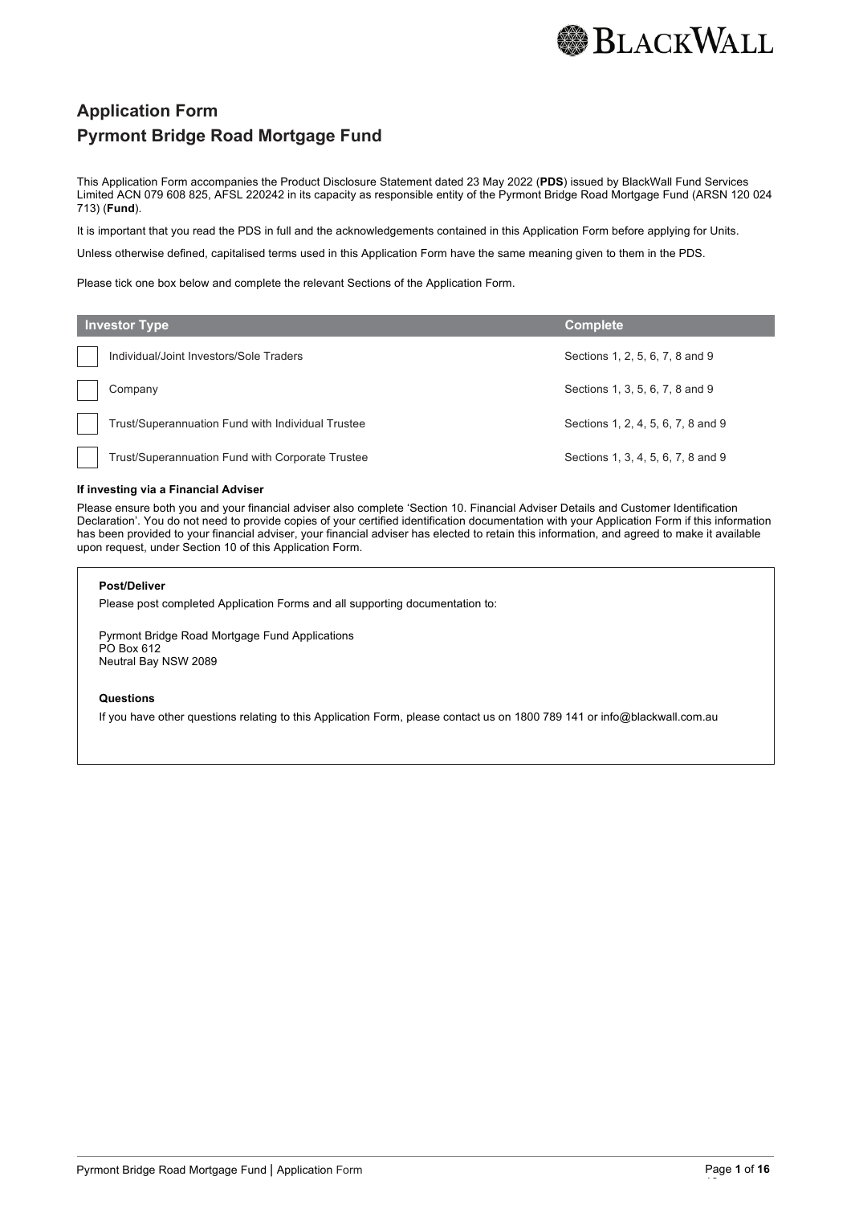# Application Form
# Pyrmont Bridge Road Mortgage Fund

This Application Form accompanies the Product Disclosure Statement dated 23 May 2022 (**PDS**) issued by BlackWall Fund Services Limited ACN 079 608 825, AFSL 220242 in its capacity as responsible entity of the Pyrmont Bridge Road Mortgage Fund (ARSN 120 024 713) (**Fund**).

It is important that you read the PDS in full and the acknowledgements contained in this Application Form before applying for Units.

Unless otherwise defined, capitalised terms used in this Application Form have the same meaning given to them in the PDS.

Please tick one box below and complete the relevant Sections of the Application Form.

| Investor Type | Complete |
| --- | --- |
| ☐ Individual/Joint Investors/Sole Traders | Sections 1, 2, 5, 6, 7, 8 and 9 |
| ☐ Company | Sections 1, 3, 5, 6, 7, 8 and 9 |
| ☐ Trust/Superannuation Fund with Individual Trustee | Sections 1, 2, 4, 5, 6, 7, 8 and 9 |
| ☐ Trust/Superannuation Fund with Corporate Trustee | Sections 1, 3, 4, 5, 6, 7, 8 and 9 |

**If investing via a Financial Adviser**

Please ensure both you and your financial adviser also complete 'Section 10. Financial Adviser Details and Customer Identification Declaration'. You do not need to provide copies of your certified identification documentation with your Application Form if this information has been provided to your financial adviser, your financial adviser has elected to retain this information, and agreed to make it available upon request, under Section 10 of this Application Form.

**Post/Deliver**

Please post completed Application Forms and all supporting documentation to:

Pyrmont Bridge Road Mortgage Fund Applications
PO Box 612
Neutral Bay NSW 2089

**Questions**

If you have other questions relating to this Application Form, please contact us on 1800 789 141 or info@blackwall.com.au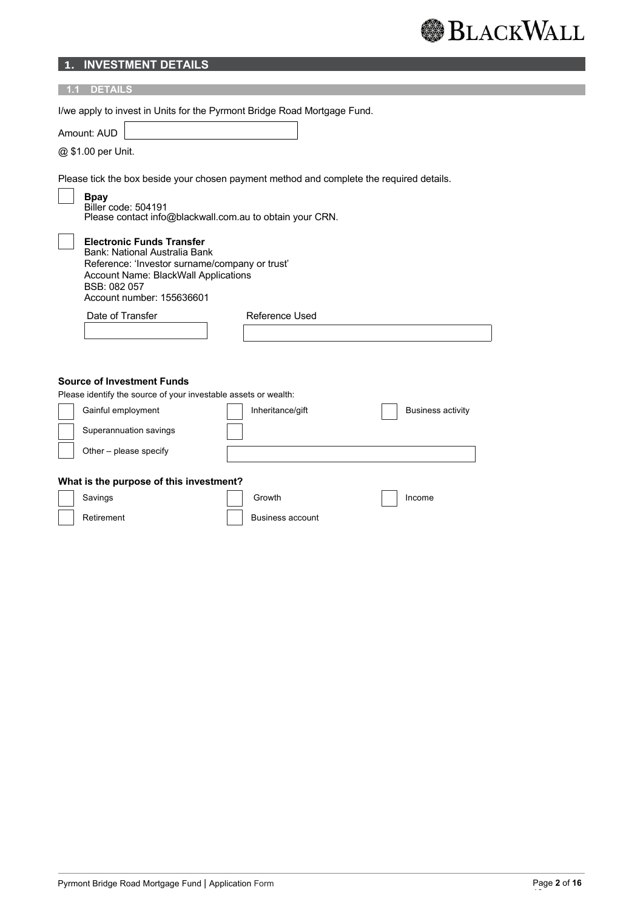## 1. INVESTMENT DETAILS

### 1.1 DETAILS

I/we apply to invest in Units for the Pyrmont Bridge Road Mortgage Fund.

Amount: AUD ______________________

@ $1.00 per Unit.

Please tick the box beside your chosen payment method and complete the required details.

☐ **Bpay**
Biller code: 504191
Please contact info@blackwall.com.au to obtain your CRN.

☐ **Electronic Funds Transfer**
Bank: National Australia Bank
Reference: 'Investor surname/company or trust'
Account Name: BlackWall Applications
BSB: 082 057
Account number: 155636601

| Date of Transfer | Reference Used |
|---|---|
| | |

**Source of Investment Funds**

Please identify the source of your investable assets or wealth:

☐ Gainful employment ☐ Inheritance/gift ☐ Business activity

☐ Superannuation savings ☐

☐ Other – please specify ______________________

**What is the purpose of this investment?**

☐ Savings ☐ Growth ☐ Income

☐ Retirement ☐ Business account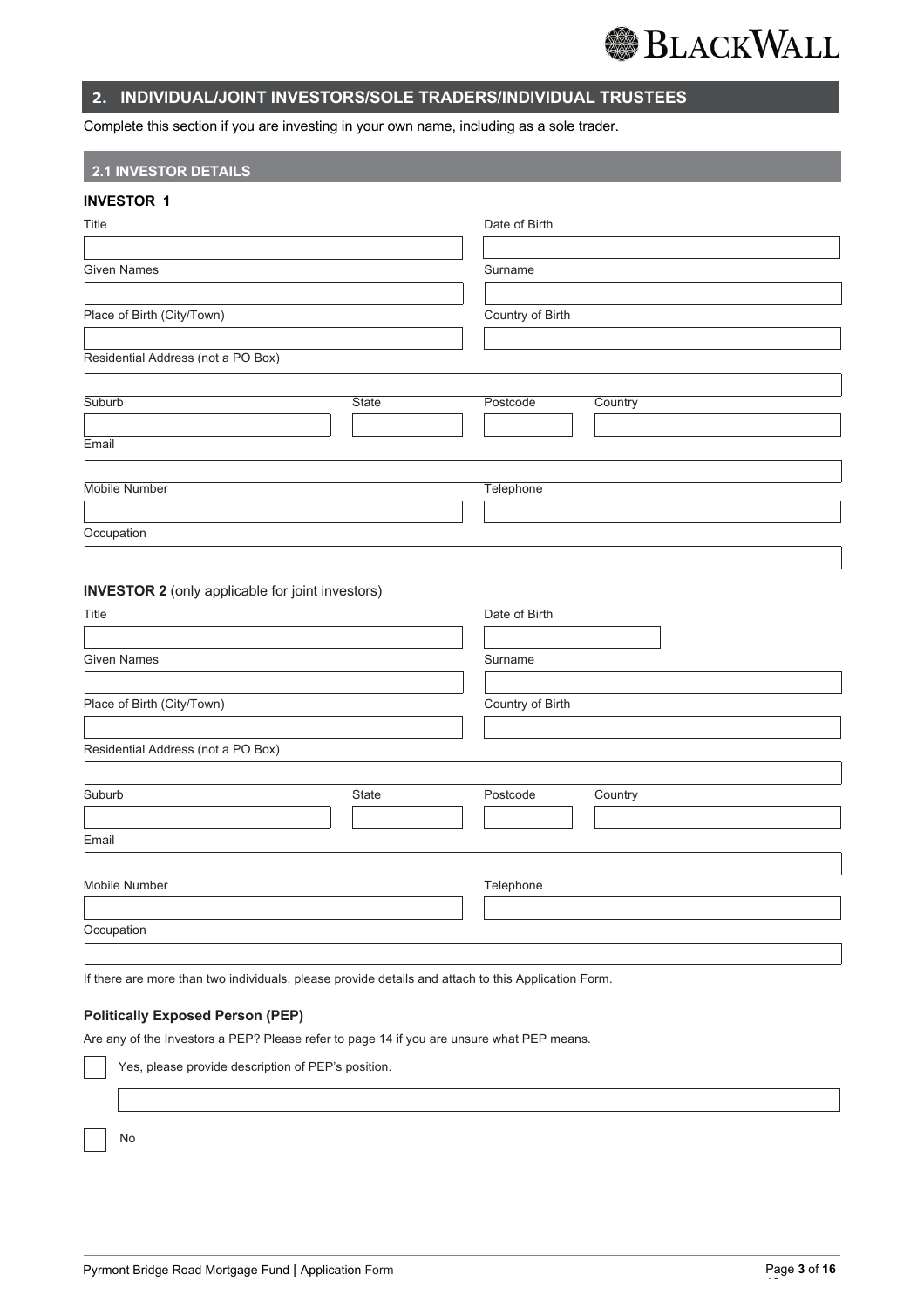## 2. INDIVIDUAL/JOINT INVESTORS/SOLE TRADERS/INDIVIDUAL TRUSTEES

Complete this section if you are investing in your own name, including as a sole trader.

### 2.1 INVESTOR DETAILS

**INVESTOR 1**

Title

Date of Birth

Given Names

Surname

Place of Birth (City/Town)

Country of Birth

Residential Address (not a PO Box)

Suburb

State

Postcode

Country

Email

Mobile Number

Telephone

Occupation

**INVESTOR 2** (only applicable for joint investors)

Title

Date of Birth

Given Names

Surname

Place of Birth (City/Town)

Country of Birth

Residential Address (not a PO Box)

Suburb

State

Postcode

Country

Email

Mobile Number

Telephone

Occupation

If there are more than two individuals, please provide details and attach to this Application Form.

**Politically Exposed Person (PEP)**

Are any of the Investors a PEP? Please refer to page 14 if you are unsure what PEP means.

☐ Yes, please provide description of PEP's position.

☐ No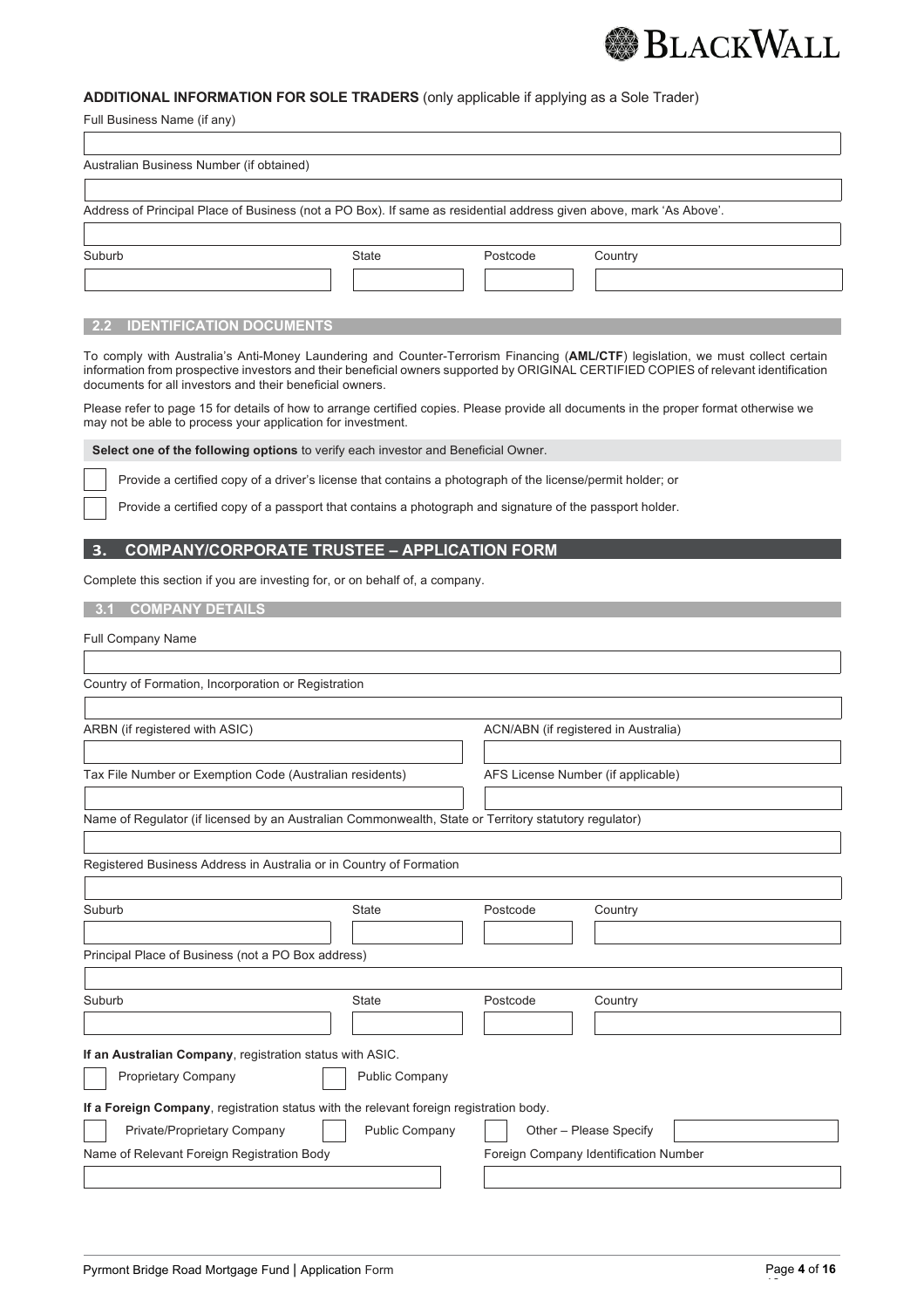**ADDITIONAL INFORMATION FOR SOLE TRADERS** (only applicable if applying as a Sole Trader)

Full Business Name (if any)

Australian Business Number (if obtained)

Address of Principal Place of Business (not a PO Box). If same as residential address given above, mark 'As Above'.

| Suburb | State | Postcode | Country |
|---|---|---|---|
| | | | |

### 2.2 IDENTIFICATION DOCUMENTS

To comply with Australia's Anti-Money Laundering and Counter-Terrorism Financing (**AML/CTF**) legislation, we must collect certain information from prospective investors and their beneficial owners supported by ORIGINAL CERTIFIED COPIES of relevant identification documents for all investors and their beneficial owners.

Please refer to page 15 for details of how to arrange certified copies. Please provide all documents in the proper format otherwise we may not be able to process your application for investment.

**Select one of the following options** to verify each investor and Beneficial Owner.

- ☐ Provide a certified copy of a driver's license that contains a photograph of the license/permit holder; or
- ☐ Provide a certified copy of a passport that contains a photograph and signature of the passport holder.

## 3. COMPANY/CORPORATE TRUSTEE – APPLICATION FORM

Complete this section if you are investing for, or on behalf of, a company.

### 3.1 COMPANY DETAILS

Full Company Name

Country of Formation, Incorporation or Registration

| ARBN (if registered with ASIC) | ACN/ABN (if registered in Australia) |
|---|---|
| | |

| Tax File Number or Exemption Code (Australian residents) | AFS License Number (if applicable) |
|---|---|
| | |

Name of Regulator (if licensed by an Australian Commonwealth, State or Territory statutory regulator)

Registered Business Address in Australia or in Country of Formation

| Suburb | State | Postcode | Country |
|---|---|---|---|
| | | | |

Principal Place of Business (not a PO Box address)

| Suburb | State | Postcode | Country |
|---|---|---|---|
| | | | |

**If an Australian Company**, registration status with ASIC.

- ☐ Proprietary Company
- ☐ Public Company

**If a Foreign Company**, registration status with the relevant foreign registration body.

- ☐ Private/Proprietary Company
- ☐ Public Company
- ☐ Other – Please Specify

| Name of Relevant Foreign Registration Body | Foreign Company Identification Number |
|---|---|
| | |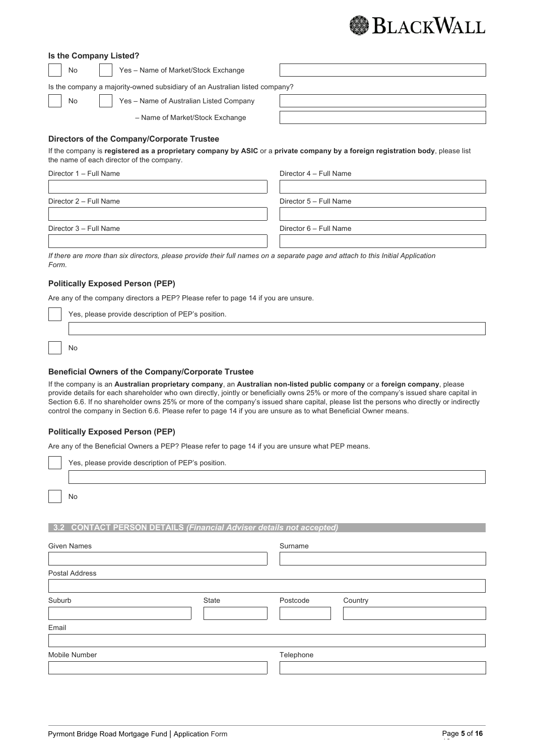### Is the Company Listed?

☐ No ☐ Yes – Name of Market/Stock Exchange ____________________

Is the company a majority-owned subsidiary of an Australian listed company?

☐ No ☐ Yes – Name of Australian Listed Company ____________________

– Name of Market/Stock Exchange ____________________

### Directors of the Company/Corporate Trustee

If the company is **registered as a proprietary company by ASIC** or a **private company by a foreign registration body**, please list the name of each director of the company.

| Director 1 – Full Name | Director 4 – Full Name |
|---|---|
| | |
| **Director 2 – Full Name** | **Director 5 – Full Name** |
| | |
| **Director 3 – Full Name** | **Director 6 – Full Name** |
| | |

*If there are more than six directors, please provide their full names on a separate page and attach to this Initial Application Form.*

### Politically Exposed Person (PEP)

Are any of the company directors a PEP? Please refer to page 14 if you are unsure.

☐ Yes, please provide description of PEP's position.

____________________

☐ No

### Beneficial Owners of the Company/Corporate Trustee

If the company is an **Australian proprietary company**, an **Australian non-listed public company** or a **foreign company**, please provide details for each shareholder who own directly, jointly or beneficially owns 25% or more of the company's issued share capital in Section 6.6. If no shareholder owns 25% or more of the company's issued share capital, please list the persons who directly or indirectly control the company in Section 6.6. Please refer to page 14 if you are unsure as to what Beneficial Owner means.

### Politically Exposed Person (PEP)

Are any of the Beneficial Owners a PEP? Please refer to page 14 if you are unsure what PEP means.

☐ Yes, please provide description of PEP's position.

____________________

☐ No

## 3.2 CONTACT PERSON DETAILS *(Financial Adviser details not accepted)*

| Given Names | | Surname | |
|---|---|---|---|
| | | | |
| **Postal Address** | | | |
| | | | |
| **Suburb** | **State** | **Postcode** | **Country** |
| | | | |
| **Email** | | | |
| | | | |
| **Mobile Number** | | **Telephone** | |
| | | | |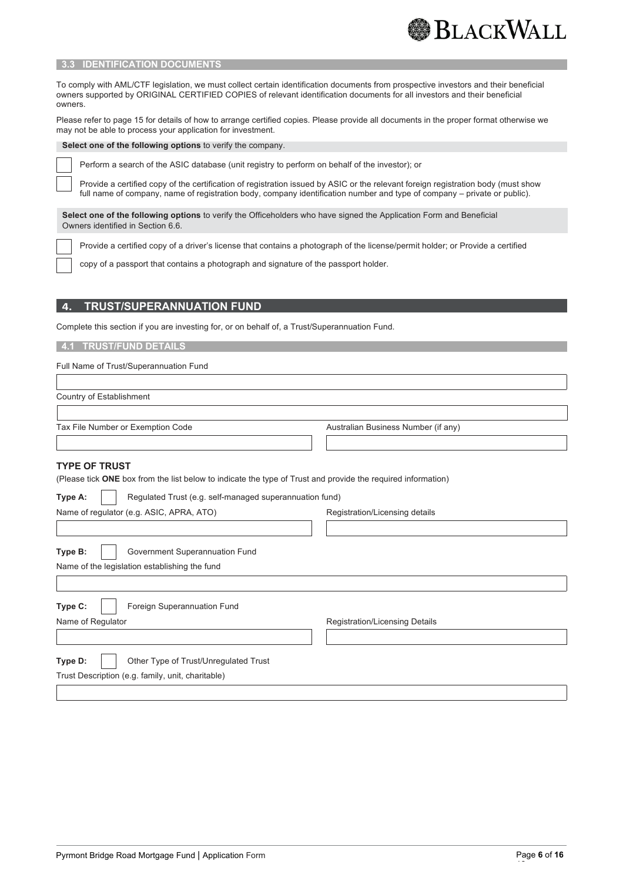### 3.3 IDENTIFICATION DOCUMENTS

To comply with AML/CTF legislation, we must collect certain identification documents from prospective investors and their beneficial owners supported by ORIGINAL CERTIFIED COPIES of relevant identification documents for all investors and their beneficial owners.

Please refer to page 15 for details of how to arrange certified copies. Please provide all documents in the proper format otherwise we may not be able to process your application for investment.

**Select one of the following options** to verify the company.

- ☐ Perform a search of the ASIC database (unit registry to perform on behalf of the investor); or
- ☐ Provide a certified copy of the certification of registration issued by ASIC or the relevant foreign registration body (must show full name of company, name of registration body, company identification number and type of company – private or public).

**Select one of the following options** to verify the Officeholders who have signed the Application Form and Beneficial Owners identified in Section 6.6.

- ☐ Provide a certified copy of a driver's license that contains a photograph of the license/permit holder; or Provide a certified
- ☐ copy of a passport that contains a photograph and signature of the passport holder.

## 4. TRUST/SUPERANNUATION FUND

Complete this section if you are investing for, or on behalf of, a Trust/Superannuation Fund.

### 4.1 TRUST/FUND DETAILS

Full Name of Trust/Superannuation Fund

Country of Establishment

Tax File Number or Exemption Code

Australian Business Number (if any)

**TYPE OF TRUST**

(Please tick **ONE** box from the list below to indicate the type of Trust and provide the required information)

**Type A:** ☐ Regulated Trust (e.g. self-managed superannuation fund)

Name of regulator (e.g. ASIC, APRA, ATO)

Registration/Licensing details

**Type B:** ☐ Government Superannuation Fund

Name of the legislation establishing the fund

**Type C:** ☐ Foreign Superannuation Fund

Name of Regulator

Registration/Licensing Details

**Type D:** ☐ Other Type of Trust/Unregulated Trust

Trust Description (e.g. family, unit, charitable)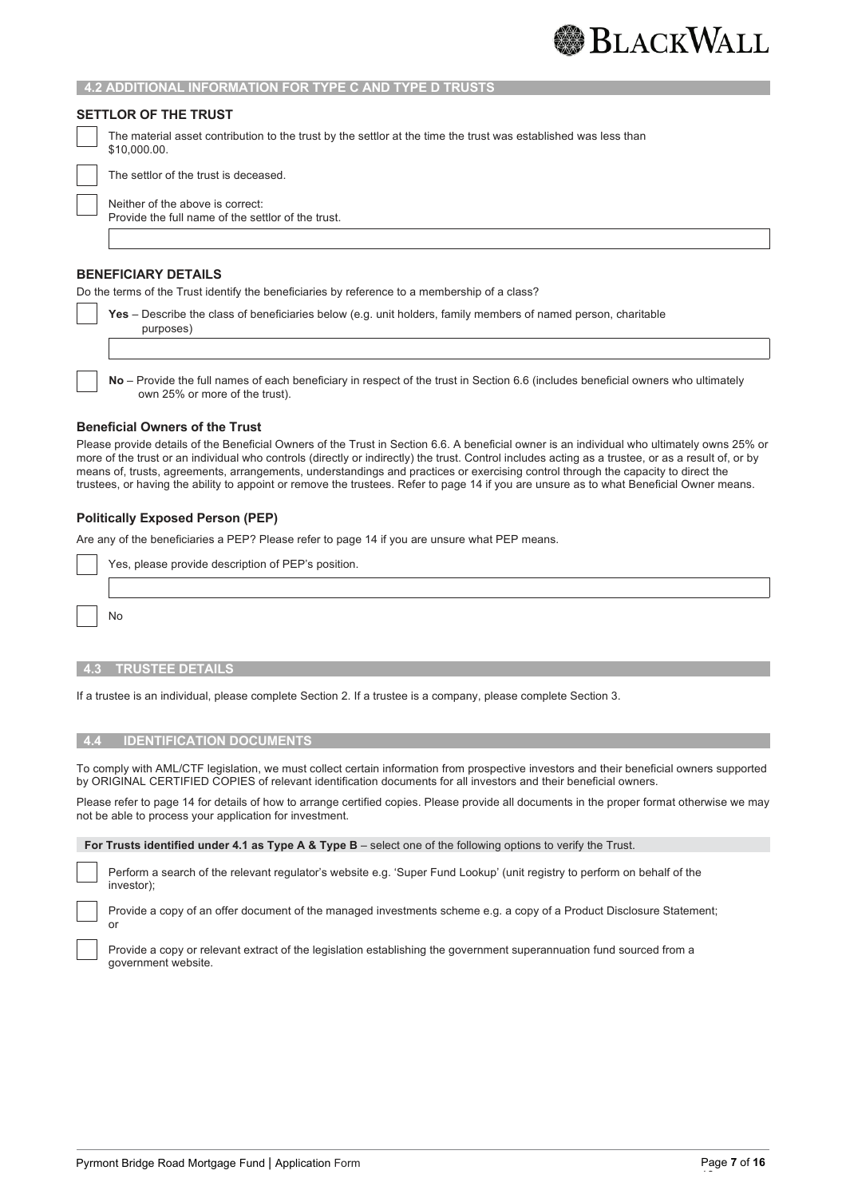## 4.2 ADDITIONAL INFORMATION FOR TYPE C AND TYPE D TRUSTS

### SETTLOR OF THE TRUST

☐ The material asset contribution to the trust by the settlor at the time the trust was established was less than $10,000.00.

☐ The settlor of the trust is deceased.

☐ Neither of the above is correct:
Provide the full name of the settlor of the trust.

### BENEFICIARY DETAILS

Do the terms of the Trust identify the beneficiaries by reference to a membership of a class?

☐ **Yes** – Describe the class of beneficiaries below (e.g. unit holders, family members of named person, charitable purposes)

☐ **No** – Provide the full names of each beneficiary in respect of the trust in Section 6.6 (includes beneficial owners who ultimately own 25% or more of the trust).

### Beneficial Owners of the Trust

Please provide details of the Beneficial Owners of the Trust in Section 6.6. A beneficial owner is an individual who ultimately owns 25% or more of the trust or an individual who controls (directly or indirectly) the trust. Control includes acting as a trustee, or as a result of, or by means of, trusts, agreements, arrangements, understandings and practices or exercising control through the capacity to direct the trustees, or having the ability to appoint or remove the trustees. Refer to page 14 if you are unsure as to what Beneficial Owner means.

### Politically Exposed Person (PEP)

Are any of the beneficiaries a PEP? Please refer to page 14 if you are unsure what PEP means.

☐ Yes, please provide description of PEP's position.

☐ No

## 4.3 TRUSTEE DETAILS

If a trustee is an individual, please complete Section 2. If a trustee is a company, please complete Section 3.

## 4.4 IDENTIFICATION DOCUMENTS

To comply with AML/CTF legislation, we must collect certain information from prospective investors and their beneficial owners supported by ORIGINAL CERTIFIED COPIES of relevant identification documents for all investors and their beneficial owners.

Please refer to page 14 for details of how to arrange certified copies. Please provide all documents in the proper format otherwise we may not be able to process your application for investment.

**For Trusts identified under 4.1 as Type A & Type B** – select one of the following options to verify the Trust.

☐ Perform a search of the relevant regulator's website e.g. 'Super Fund Lookup' (unit registry to perform on behalf of the investor);

☐ Provide a copy of an offer document of the managed investments scheme e.g. a copy of a Product Disclosure Statement; or

☐ Provide a copy or relevant extract of the legislation establishing the government superannuation fund sourced from a government website.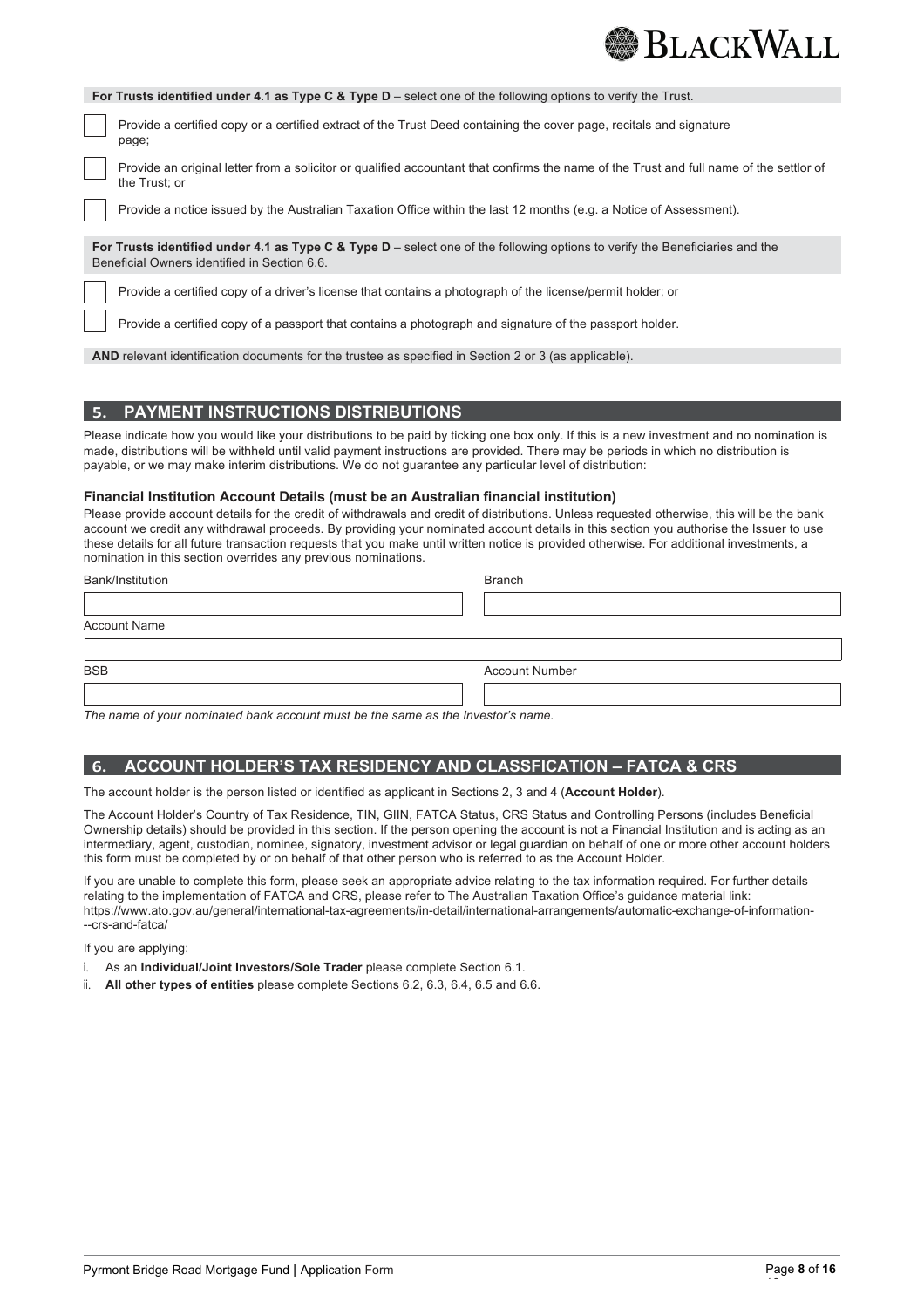**For Trusts identified under 4.1 as Type C & Type D** – select one of the following options to verify the Trust.

- ☐ Provide a certified copy or a certified extract of the Trust Deed containing the cover page, recitals and signature page;
- ☐ Provide an original letter from a solicitor or qualified accountant that confirms the name of the Trust and full name of the settlor of the Trust; or
- ☐ Provide a notice issued by the Australian Taxation Office within the last 12 months (e.g. a Notice of Assessment).

**For Trusts identified under 4.1 as Type C & Type D** – select one of the following options to verify the Beneficiaries and the Beneficial Owners identified in Section 6.6.

- ☐ Provide a certified copy of a driver's license that contains a photograph of the license/permit holder; or
- ☐ Provide a certified copy of a passport that contains a photograph and signature of the passport holder.

**AND** relevant identification documents for the trustee as specified in Section 2 or 3 (as applicable).

## 5. PAYMENT INSTRUCTIONS DISTRIBUTIONS

Please indicate how you would like your distributions to be paid by ticking one box only. If this is a new investment and no nomination is made, distributions will be withheld until valid payment instructions are provided. There may be periods in which no distribution is payable, or we may make interim distributions. We do not guarantee any particular level of distribution:

### Financial Institution Account Details (must be an Australian financial institution)

Please provide account details for the credit of withdrawals and credit of distributions. Unless requested otherwise, this will be the bank account we credit any withdrawal proceeds. By providing your nominated account details in this section you authorise the Issuer to use these details for all future transaction requests that you make until written notice is provided otherwise. For additional investments, a nomination in this section overrides any previous nominations.

Bank/Institution: ____________________ Branch: ____________________

Account Name: ____________________

BSB: ____________________ Account Number: ____________________

*The name of your nominated bank account must be the same as the Investor's name.*

## 6. ACCOUNT HOLDER'S TAX RESIDENCY AND CLASSFICATION – FATCA & CRS

The account holder is the person listed or identified as applicant in Sections 2, 3 and 4 (**Account Holder**).

The Account Holder's Country of Tax Residence, TIN, GIIN, FATCA Status, CRS Status and Controlling Persons (includes Beneficial Ownership details) should be provided in this section. If the person opening the account is not a Financial Institution and is acting as an intermediary, agent, custodian, nominee, signatory, investment advisor or legal guardian on behalf of one or more other account holders this form must be completed by or on behalf of that other person who is referred to as the Account Holder.

If you are unable to complete this form, please seek an appropriate advice relating to the tax information required. For further details relating to the implementation of FATCA and CRS, please refer to The Australian Taxation Office's guidance material link: https://www.ato.gov.au/general/international-tax-agreements/in-detail/international-arrangements/automatic-exchange-of-information---crs-and-fatca/

If you are applying:

i. As an **Individual/Joint Investors/Sole Trader** please complete Section 6.1.
ii. **All other types of entities** please complete Sections 6.2, 6.3, 6.4, 6.5 and 6.6.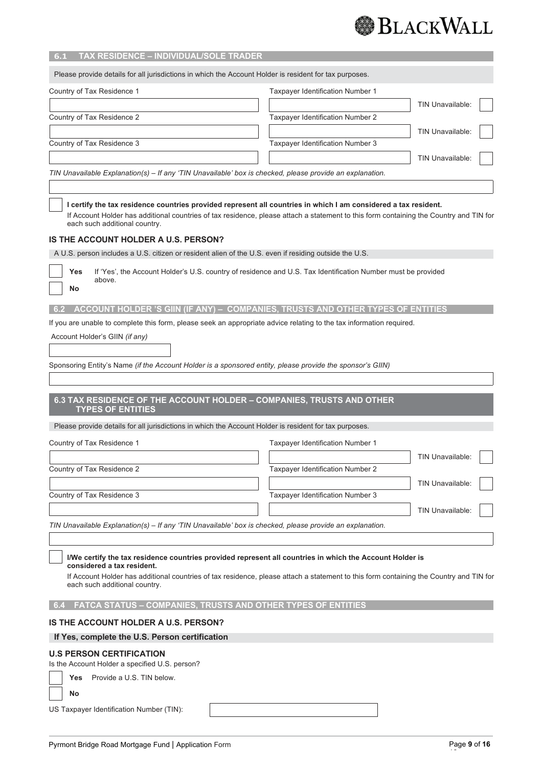## 6.1 TAX RESIDENCE – INDIVIDUAL/SOLE TRADER

Please provide details for all jurisdictions in which the Account Holder is resident for tax purposes.

| Country of Tax Residence 1 | Taxpayer Identification Number 1 | TIN Unavailable: ☐ |
|---|---|---|
| Country of Tax Residence 2 | Taxpayer Identification Number 2 | TIN Unavailable: ☐ |
| Country of Tax Residence 3 | Taxpayer Identification Number 3 | TIN Unavailable: ☐ |

*TIN Unavailable Explanation(s) – If any 'TIN Unavailable' box is checked, please provide an explanation.*

☐ **I certify the tax residence countries provided represent all countries in which I am considered a tax resident.**
If Account Holder has additional countries of tax residence, please attach a statement to this form containing the Country and TIN for each such additional country.

### IS THE ACCOUNT HOLDER A U.S. PERSON?

A U.S. person includes a U.S. citizen or resident alien of the U.S. even if residing outside the U.S.

☐ **Yes** If 'Yes', the Account Holder's U.S. country of residence and U.S. Tax Identification Number must be provided above.

☐ **No**

## 6.2 ACCOUNT HOLDER 'S GIIN (IF ANY) – COMPANIES, TRUSTS AND OTHER TYPES OF ENTITIES

If you are unable to complete this form, please seek an appropriate advice relating to the tax information required.

Account Holder's GIIN *(if any)*

Sponsoring Entity's Name *(if the Account Holder is a sponsored entity, please provide the sponsor's GIIN)*

## 6.3 TAX RESIDENCE OF THE ACCOUNT HOLDER – COMPANIES, TRUSTS AND OTHER TYPES OF ENTITIES

Please provide details for all jurisdictions in which the Account Holder is resident for tax purposes.

| Country of Tax Residence 1 | Taxpayer Identification Number 1 | TIN Unavailable: ☐ |
|---|---|---|
| Country of Tax Residence 2 | Taxpayer Identification Number 2 | TIN Unavailable: ☐ |
| Country of Tax Residence 3 | Taxpayer Identification Number 3 | TIN Unavailable: ☐ |

*TIN Unavailable Explanation(s) – If any 'TIN Unavailable' box is checked, please provide an explanation.*

☐ **I/We certify the tax residence countries provided represent all countries in which the Account Holder is considered a tax resident.**
If Account Holder has additional countries of tax residence, please attach a statement to this form containing the Country and TIN for each such additional country.

## 6.4 FATCA STATUS – COMPANIES, TRUSTS AND OTHER TYPES OF ENTITIES

### IS THE ACCOUNT HOLDER A U.S. PERSON?

**If Yes, complete the U.S. Person certification**

### U.S PERSON CERTIFICATION

Is the Account Holder a specified U.S. person?

☐ **Yes** Provide a U.S. TIN below.

☐ **No**

US Taxpayer Identification Number (TIN):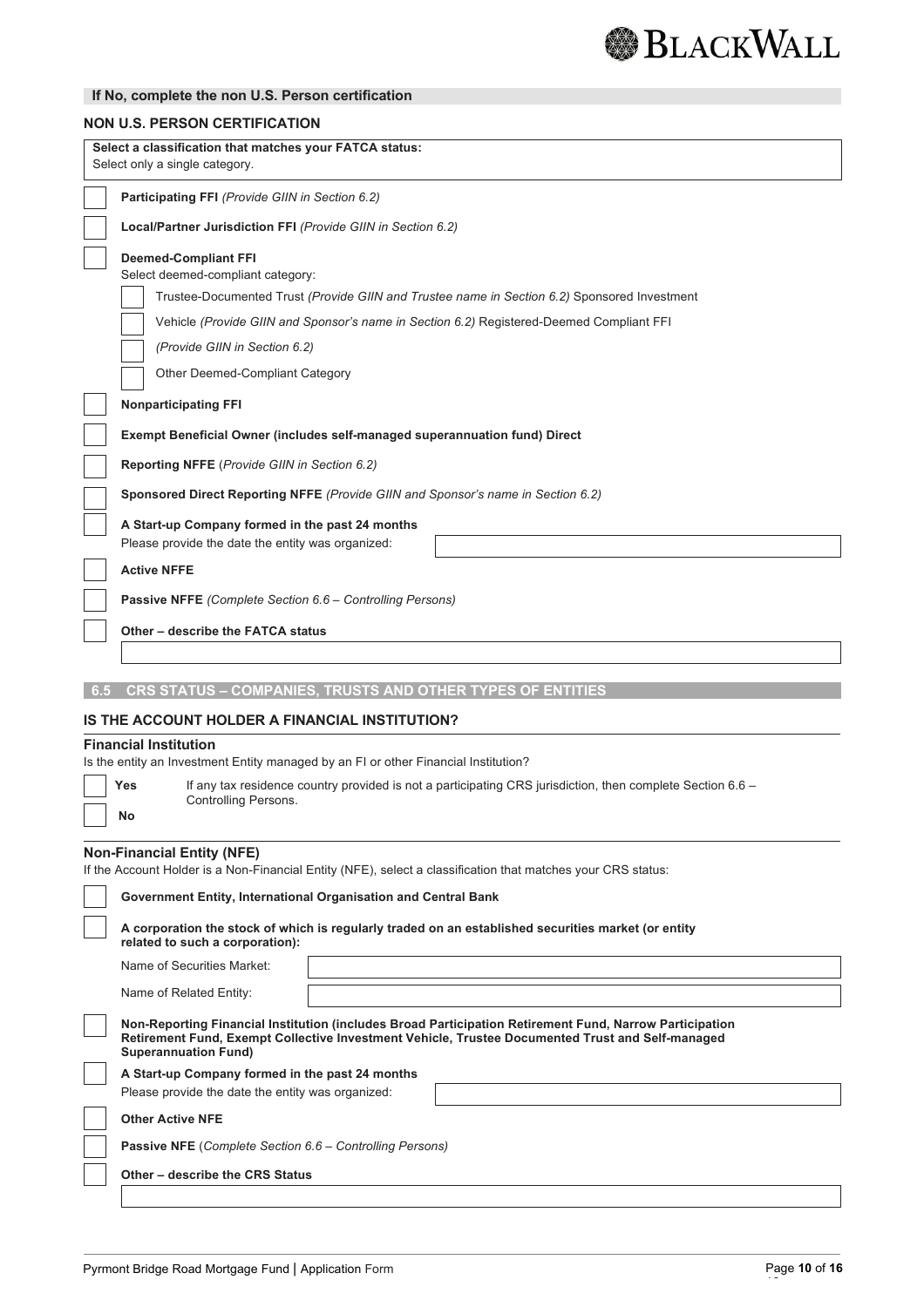**If No, complete the non U.S. Person certification**

### NON U.S. PERSON CERTIFICATION

**Select a classification that matches your FATCA status:**
Select only a single category.

- ☐ **Participating FFI** *(Provide GIIN in Section 6.2)*
- ☐ **Local/Partner Jurisdiction FFI** *(Provide GIIN in Section 6.2)*
- ☐ **Deemed-Compliant FFI**
  Select deemed-compliant category:
  - ☐ Trustee-Documented Trust *(Provide GIIN and Trustee name in Section 6.2)*
  - ☐ Sponsored Investment Vehicle *(Provide GIIN and Sponsor's name in Section 6.2)*
  - ☐ Registered-Deemed Compliant FFI *(Provide GIIN in Section 6.2)*
  - ☐ Other Deemed-Compliant Category
- ☐ **Nonparticipating FFI**
- ☐ **Exempt Beneficial Owner (includes self-managed superannuation fund) Direct**
- ☐ **Reporting NFFE** (*Provide GIIN in Section 6.2)*
- ☐ **Sponsored Direct Reporting NFFE** *(Provide GIIN and Sponsor's name in Section 6.2)*
- ☐ **A Start-up Company formed in the past 24 months**
  Please provide the date the entity was organized: ______________________
- ☐ **Active NFFE**
- ☐ **Passive NFFE** *(Complete Section 6.6 – Controlling Persons)*
- ☐ **Other – describe the FATCA status**
  ______________________

## 6.5 CRS STATUS – COMPANIES, TRUSTS AND OTHER TYPES OF ENTITIES

### IS THE ACCOUNT HOLDER A FINANCIAL INSTITUTION?

**Financial Institution**
Is the entity an Investment Entity managed by an FI or other Financial Institution?

- ☐ **Yes** If any tax residence country provided is not a participating CRS jurisdiction, then complete Section 6.6 – Controlling Persons.
- ☐ **No**

**Non-Financial Entity (NFE)**
If the Account Holder is a Non-Financial Entity (NFE), select a classification that matches your CRS status:

- ☐ **Government Entity, International Organisation and Central Bank**
- ☐ **A corporation the stock of which is regularly traded on an established securities market (or entity related to such a corporation):**
  Name of Securities Market: ______________________
  Name of Related Entity: ______________________
- ☐ **Non-Reporting Financial Institution (includes Broad Participation Retirement Fund, Narrow Participation Retirement Fund, Exempt Collective Investment Vehicle, Trustee Documented Trust and Self-managed Superannuation Fund)**
- ☐ **A Start-up Company formed in the past 24 months**
  Please provide the date the entity was organized: ______________________
- ☐ **Other Active NFE**
- ☐ **Passive NFE** (*Complete Section 6.6 – Controlling Persons)*
- ☐ **Other – describe the CRS Status**
  ______________________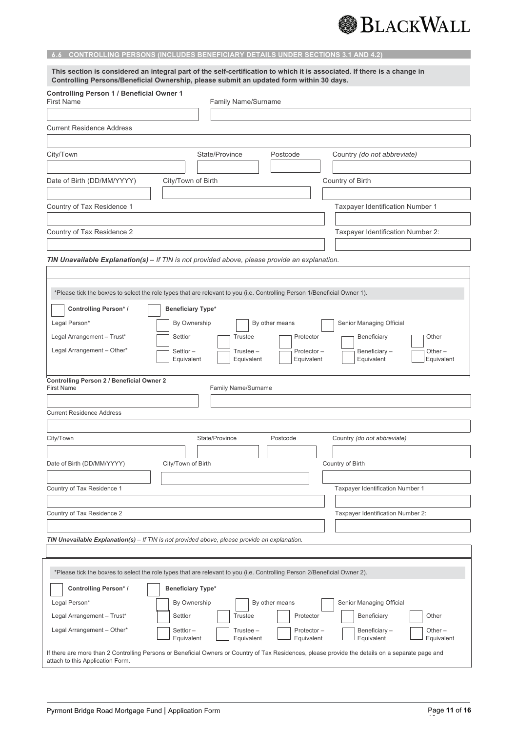## 6.6 CONTROLLING PERSONS (INCLUDES BENEFICIARY DETAILS UNDER SECTIONS 3.1 AND 4.2)

**This section is considered an integral part of the self-certification to which it is associated. If there is a change in Controlling Persons/Beneficial Ownership, please submit an updated form within 30 days.**

**Controlling Person 1 / Beneficial Owner 1**

First Name

Family Name/Surname

Current Residence Address

City/Town

State/Province

Postcode

Country *(do not abbreviate)*

Date of Birth (DD/MM/YYYY)

City/Town of Birth

Country of Birth

Country of Tax Residence 1

Taxpayer Identification Number 1

Country of Tax Residence 2

Taxpayer Identification Number 2:

***TIN Unavailable Explanation(s)** – If TIN is not provided above, please provide an explanation.*

*Please tick the box/es to select the role types that are relevant to you (i.e. Controlling Person 1/Beneficial Owner 1).

| **Controlling Person* /** | **Beneficiary Type*** | | | | |
|---|---|---|---|---|---|
| Legal Person* | By Ownership | By other means | Senior Managing Official | | |
| Legal Arrangement – Trust* | Settlor | Trustee | Protector | Beneficiary | Other |
| Legal Arrangement – Other* | Settlor – Equivalent | Trustee – Equivalent | Protector – Equivalent | Beneficiary – Equivalent | Other – Equivalent |

**Controlling Person 2 / Beneficial Owner 2**

First Name

Family Name/Surname

Current Residence Address

City/Town

State/Province

Postcode

Country *(do not abbreviate)*

Date of Birth (DD/MM/YYYY)

City/Town of Birth

Country of Birth

Country of Tax Residence 1

Taxpayer Identification Number 1

Country of Tax Residence 2

Taxpayer Identification Number 2:

***TIN Unavailable Explanation(s)** – If TIN is not provided above, please provide an explanation.*

*Please tick the box/es to select the role types that are relevant to you (i.e. Controlling Person 2/Beneficial Owner 2).

| **Controlling Person* /** | **Beneficiary Type*** | | | | |
|---|---|---|---|---|---|
| Legal Person* | By Ownership | By other means | Senior Managing Official | | |
| Legal Arrangement – Trust* | Settlor | Trustee | Protector | Beneficiary | Other |
| Legal Arrangement – Other* | Settlor – Equivalent | Trustee – Equivalent | Protector – Equivalent | Beneficiary – Equivalent | Other – Equivalent |

If there are more than 2 Controlling Persons or Beneficial Owners or Country of Tax Residences, please provide the details on a separate page and attach to this Application Form.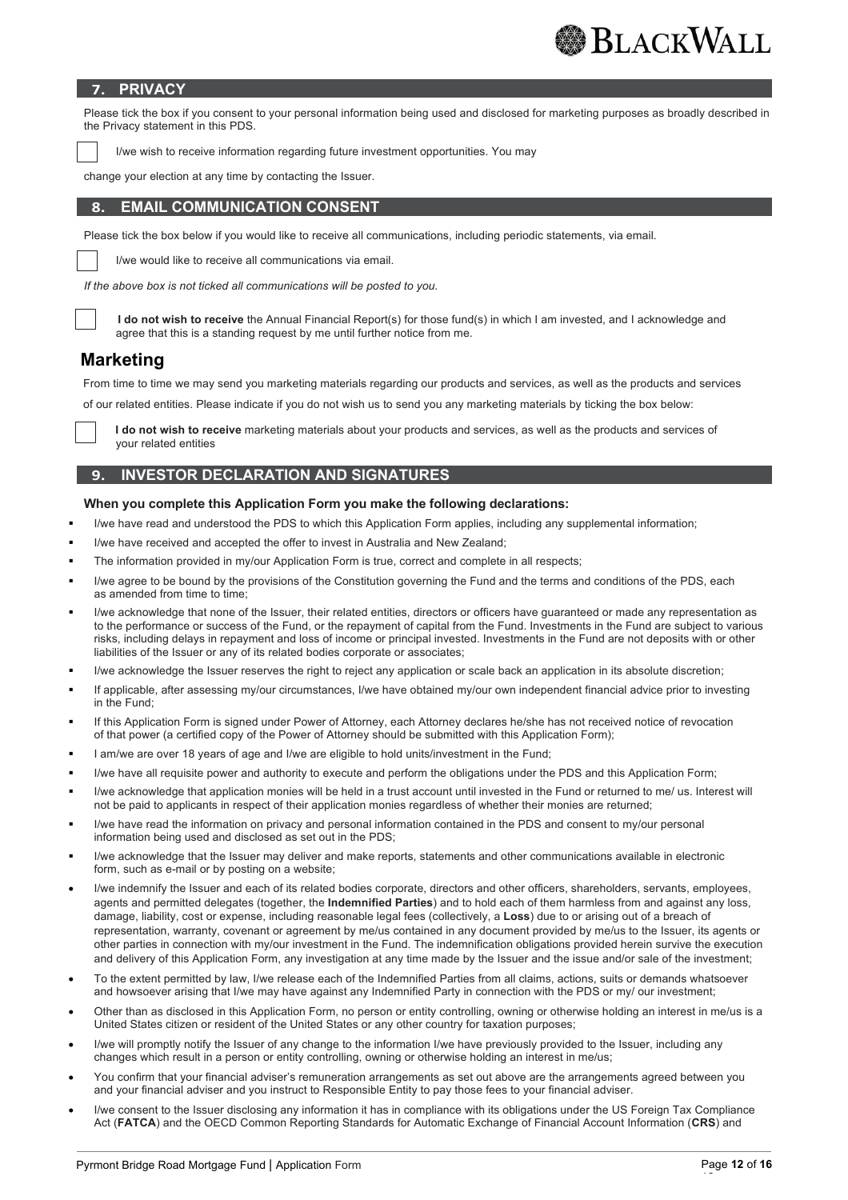## 7. PRIVACY

Please tick the box if you consent to your personal information being used and disclosed for marketing purposes as broadly described in the Privacy statement in this PDS.

☐ I/we wish to receive information regarding future investment opportunities. You may change your election at any time by contacting the Issuer.

## 8. EMAIL COMMUNICATION CONSENT

Please tick the box below if you would like to receive all communications, including periodic statements, via email.

☐ I/we would like to receive all communications via email.

*If the above box is not ticked all communications will be posted to you.*

☐ **I do not wish to receive** the Annual Financial Report(s) for those fund(s) in which I am invested, and I acknowledge and agree that this is a standing request by me until further notice from me.

## Marketing

From time to time we may send you marketing materials regarding our products and services, as well as the products and services of our related entities. Please indicate if you do not wish us to send you any marketing materials by ticking the box below:

☐ **I do not wish to receive** marketing materials about your products and services, as well as the products and services of your related entities

## 9. INVESTOR DECLARATION AND SIGNATURES

**When you complete this Application Form you make the following declarations:**

- I/we have read and understood the PDS to which this Application Form applies, including any supplemental information;
- I/we have received and accepted the offer to invest in Australia and New Zealand;
- The information provided in my/our Application Form is true, correct and complete in all respects;
- I/we agree to be bound by the provisions of the Constitution governing the Fund and the terms and conditions of the PDS, each as amended from time to time;
- I/we acknowledge that none of the Issuer, their related entities, directors or officers have guaranteed or made any representation as to the performance or success of the Fund, or the repayment of capital from the Fund. Investments in the Fund are subject to various risks, including delays in repayment and loss of income or principal invested. Investments in the Fund are not deposits with or other liabilities of the Issuer or any of its related bodies corporate or associates;
- I/we acknowledge the Issuer reserves the right to reject any application or scale back an application in its absolute discretion;
- If applicable, after assessing my/our circumstances, I/we have obtained my/our own independent financial advice prior to investing in the Fund;
- If this Application Form is signed under Power of Attorney, each Attorney declares he/she has not received notice of revocation of that power (a certified copy of the Power of Attorney should be submitted with this Application Form);
- I am/we are over 18 years of age and I/we are eligible to hold units/investment in the Fund;
- I/we have all requisite power and authority to execute and perform the obligations under the PDS and this Application Form;
- I/we acknowledge that application monies will be held in a trust account until invested in the Fund or returned to me/ us. Interest will not be paid to applicants in respect of their application monies regardless of whether their monies are returned;
- I/we have read the information on privacy and personal information contained in the PDS and consent to my/our personal information being used and disclosed as set out in the PDS;
- I/we acknowledge that the Issuer may deliver and make reports, statements and other communications available in electronic form, such as e-mail or by posting on a website;
- I/we indemnify the Issuer and each of its related bodies corporate, directors and other officers, shareholders, servants, employees, agents and permitted delegates (together, the **Indemnified Parties**) and to hold each of them harmless from and against any loss, damage, liability, cost or expense, including reasonable legal fees (collectively, a **Loss**) due to or arising out of a breach of representation, warranty, covenant or agreement by me/us contained in any document provided by me/us to the Issuer, its agents or other parties in connection with my/our investment in the Fund. The indemnification obligations provided herein survive the execution and delivery of this Application Form, any investigation at any time made by the Issuer and the issue and/or sale of the investment;
- To the extent permitted by law, I/we release each of the Indemnified Parties from all claims, actions, suits or demands whatsoever and howsoever arising that I/we may have against any Indemnified Party in connection with the PDS or my/ our investment;
- Other than as disclosed in this Application Form, no person or entity controlling, owning or otherwise holding an interest in me/us is a United States citizen or resident of the United States or any other country for taxation purposes;
- I/we will promptly notify the Issuer of any change to the information I/we have previously provided to the Issuer, including any changes which result in a person or entity controlling, owning or otherwise holding an interest in me/us;
- You confirm that your financial adviser's remuneration arrangements as set out above are the arrangements agreed between you and your financial adviser and you instruct to Responsible Entity to pay those fees to your financial adviser.
- I/we consent to the Issuer disclosing any information it has in compliance with its obligations under the US Foreign Tax Compliance Act (**FATCA**) and the OECD Common Reporting Standards for Automatic Exchange of Financial Account Information (**CRS**) and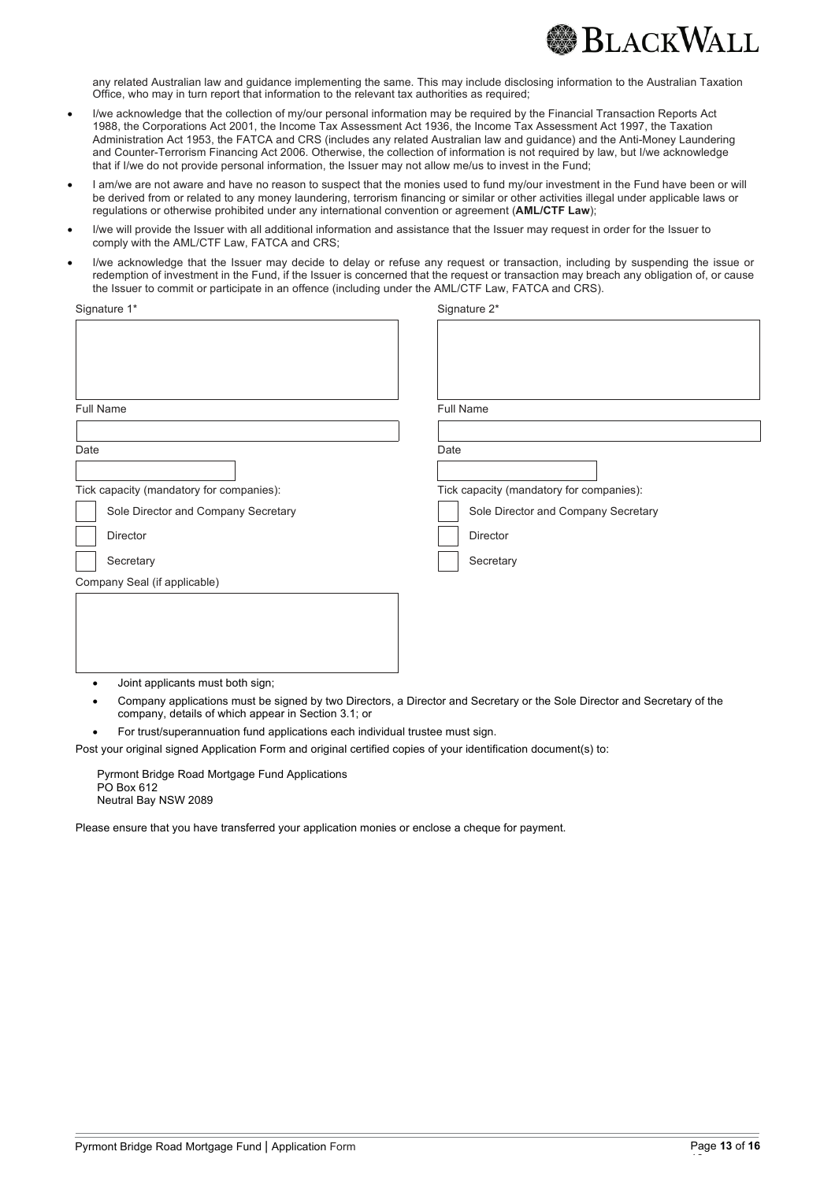any related Australian law and guidance implementing the same. This may include disclosing information to the Australian Taxation Office, who may in turn report that information to the relevant tax authorities as required;

- I/we acknowledge that the collection of my/our personal information may be required by the Financial Transaction Reports Act 1988, the Corporations Act 2001, the Income Tax Assessment Act 1936, the Income Tax Assessment Act 1997, the Taxation Administration Act 1953, the FATCA and CRS (includes any related Australian law and guidance) and the Anti-Money Laundering and Counter-Terrorism Financing Act 2006. Otherwise, the collection of information is not required by law, but I/we acknowledge that if I/we do not provide personal information, the Issuer may not allow me/us to invest in the Fund;
- I am/we are not aware and have no reason to suspect that the monies used to fund my/our investment in the Fund have been or will be derived from or related to any money laundering, terrorism financing or similar or other activities illegal under applicable laws or regulations or otherwise prohibited under any international convention or agreement (**AML/CTF Law**);
- I/we will provide the Issuer with all additional information and assistance that the Issuer may request in order for the Issuer to comply with the AML/CTF Law, FATCA and CRS;
- I/we acknowledge that the Issuer may decide to delay or refuse any request or transaction, including by suspending the issue or redemption of investment in the Fund, if the Issuer is concerned that the request or transaction may breach any obligation of, or cause the Issuer to commit or participate in an offence (including under the AML/CTF Law, FATCA and CRS).

| Signature 1* | Signature 2* |
|---|---|
| | |
| Full Name | Full Name |
| | |
| Date | Date |
| | |
| Tick capacity (mandatory for companies): | Tick capacity (mandatory for companies): |
| ☐ Sole Director and Company Secretary | ☐ Sole Director and Company Secretary |
| ☐ Director | ☐ Director |
| ☐ Secretary | ☐ Secretary |

Company Seal (if applicable)

- Joint applicants must both sign;
- Company applications must be signed by two Directors, a Director and Secretary or the Sole Director and Secretary of the company, details of which appear in Section 3.1; or
- For trust/superannuation fund applications each individual trustee must sign.

Post your original signed Application Form and original certified copies of your identification document(s) to:

Pyrmont Bridge Road Mortgage Fund Applications
PO Box 612
Neutral Bay NSW 2089

Please ensure that you have transferred your application monies or enclose a cheque for payment.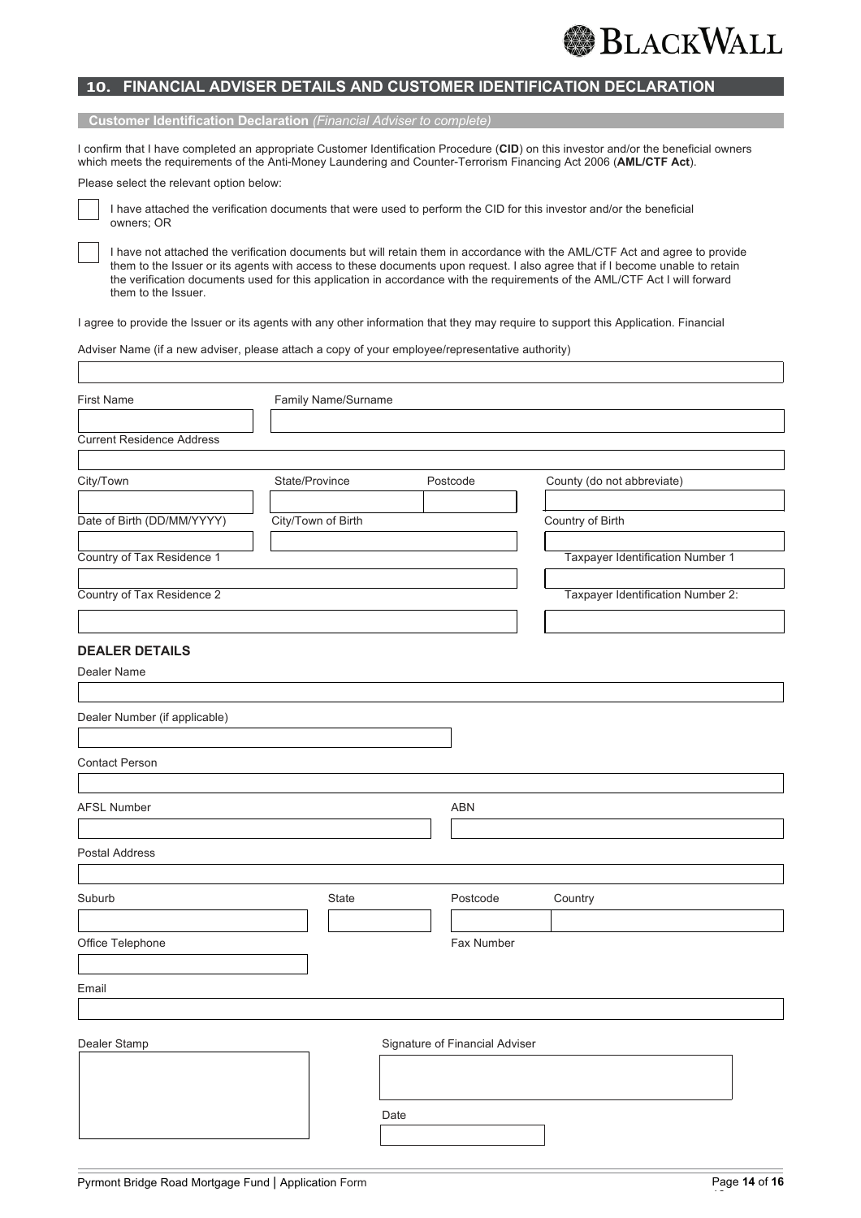## 10. FINANCIAL ADVISER DETAILS AND CUSTOMER IDENTIFICATION DECLARATION

**Customer Identification Declaration** *(Financial Adviser to complete)*

I confirm that I have completed an appropriate Customer Identification Procedure (**CID**) on this investor and/or the beneficial owners which meets the requirements of the Anti-Money Laundering and Counter-Terrorism Financing Act 2006 (**AML/CTF Act**).

Please select the relevant option below:

- ☐ I have attached the verification documents that were used to perform the CID for this investor and/or the beneficial owners; OR
- ☐ I have not attached the verification documents but will retain them in accordance with the AML/CTF Act and agree to provide them to the Issuer or its agents with access to these documents upon request. I also agree that if I become unable to retain the verification documents used for this application in accordance with the requirements of the AML/CTF Act I will forward them to the Issuer.

I agree to provide the Issuer or its agents with any other information that they may require to support this Application. Financial

Adviser Name (if a new adviser, please attach a copy of your employee/representative authority)

First Name | Family Name/Surname

Current Residence Address

City/Town | State/Province | Postcode | County (do not abbreviate)

Date of Birth (DD/MM/YYYY) | City/Town of Birth | Country of Birth

Country of Tax Residence 1 | Taxpayer Identification Number 1

Country of Tax Residence 2 | Taxpayer Identification Number 2:

### DEALER DETAILS

Dealer Name

Dealer Number (if applicable)

Contact Person

AFSL Number | ABN

Postal Address

Suburb | State | Postcode | Country

Office Telephone | Fax Number

Email

Dealer Stamp | Signature of Financial Adviser

Date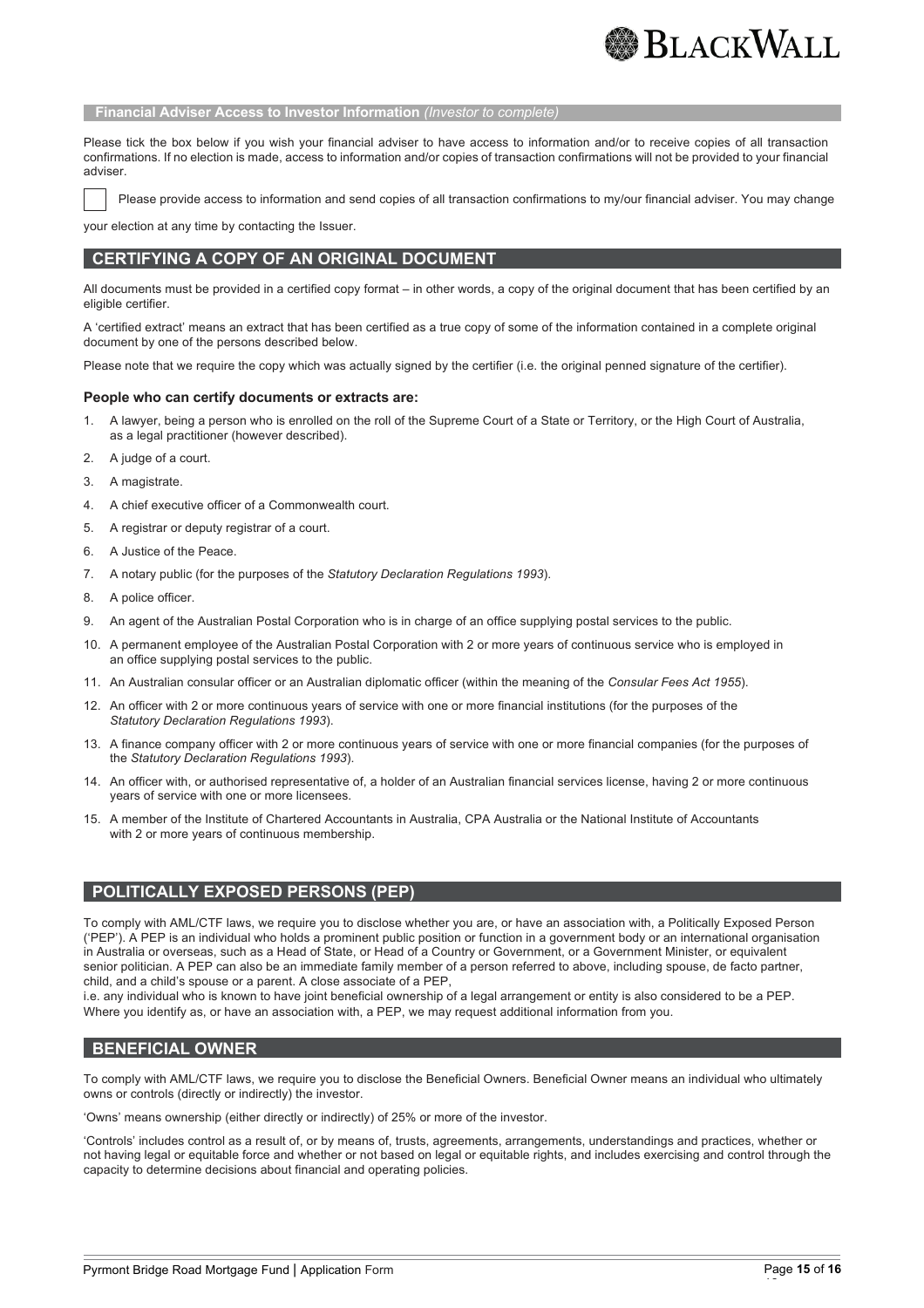**Financial Adviser Access to Investor Information** *(Investor to complete)*

Please tick the box below if you wish your financial adviser to have access to information and/or to receive copies of all transaction confirmations. If no election is made, access to information and/or copies of transaction confirmations will not be provided to your financial adviser.

☐ Please provide access to information and send copies of all transaction confirmations to my/our financial adviser. You may change your election at any time by contacting the Issuer.

## CERTIFYING A COPY OF AN ORIGINAL DOCUMENT

All documents must be provided in a certified copy format – in other words, a copy of the original document that has been certified by an eligible certifier.

A 'certified extract' means an extract that has been certified as a true copy of some of the information contained in a complete original document by one of the persons described below.

Please note that we require the copy which was actually signed by the certifier (i.e. the original penned signature of the certifier).

**People who can certify documents or extracts are:**

1. A lawyer, being a person who is enrolled on the roll of the Supreme Court of a State or Territory, or the High Court of Australia, as a legal practitioner (however described).
2. A judge of a court.
3. A magistrate.
4. A chief executive officer of a Commonwealth court.
5. A registrar or deputy registrar of a court.
6. A Justice of the Peace.
7. A notary public (for the purposes of the *Statutory Declaration Regulations 1993*).
8. A police officer.
9. An agent of the Australian Postal Corporation who is in charge of an office supplying postal services to the public.
10. A permanent employee of the Australian Postal Corporation with 2 or more years of continuous service who is employed in an office supplying postal services to the public.
11. An Australian consular officer or an Australian diplomatic officer (within the meaning of the *Consular Fees Act 1955*).
12. An officer with 2 or more continuous years of service with one or more financial institutions (for the purposes of the *Statutory Declaration Regulations 1993*).
13. A finance company officer with 2 or more continuous years of service with one or more financial companies (for the purposes of the *Statutory Declaration Regulations 1993*).
14. An officer with, or authorised representative of, a holder of an Australian financial services license, having 2 or more continuous years of service with one or more licensees.
15. A member of the Institute of Chartered Accountants in Australia, CPA Australia or the National Institute of Accountants with 2 or more years of continuous membership.

## POLITICALLY EXPOSED PERSONS (PEP)

To comply with AML/CTF laws, we require you to disclose whether you are, or have an association with, a Politically Exposed Person ('PEP'). A PEP is an individual who holds a prominent public position or function in a government body or an international organisation in Australia or overseas, such as a Head of State, or Head of a Country or Government, or a Government Minister, or equivalent senior politician. A PEP can also be an immediate family member of a person referred to above, including spouse, de facto partner, child, and a child's spouse or a parent. A close associate of a PEP,
i.e. any individual who is known to have joint beneficial ownership of a legal arrangement or entity is also considered to be a PEP. Where you identify as, or have an association with, a PEP, we may request additional information from you.

## BENEFICIAL OWNER

To comply with AML/CTF laws, we require you to disclose the Beneficial Owners. Beneficial Owner means an individual who ultimately owns or controls (directly or indirectly) the investor.

'Owns' means ownership (either directly or indirectly) of 25% or more of the investor.

'Controls' includes control as a result of, or by means of, trusts, agreements, arrangements, understandings and practices, whether or not having legal or equitable force and whether or not based on legal or equitable rights, and includes exercising and control through the capacity to determine decisions about financial and operating policies.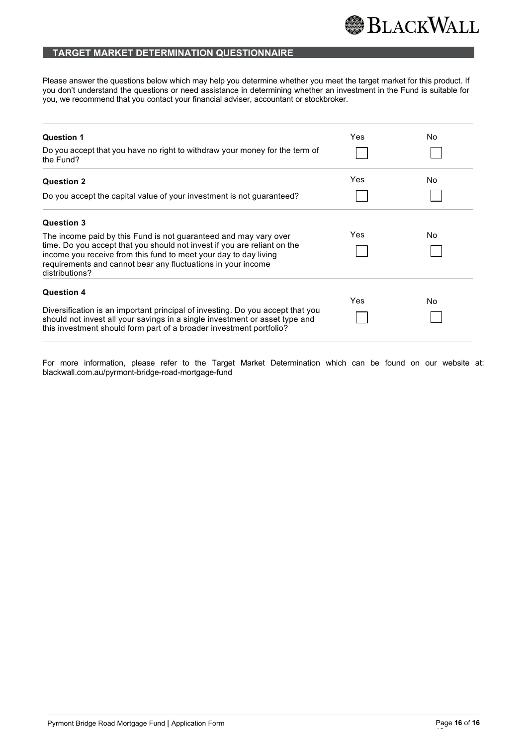## TARGET MARKET DETERMINATION QUESTIONNAIRE

Please answer the questions below which may help you determine whether you meet the target market for this product. If you don't understand the questions or need assistance in determining whether an investment in the Fund is suitable for you, we recommend that you contact your financial adviser, accountant or stockbroker.

| | Yes | No |
|---|---|---|
| **Question 1**<br>Do you accept that you have no right to withdraw your money for the term of the Fund? | ☐ | ☐ |
| **Question 2**<br>Do you accept the capital value of your investment is not guaranteed? | ☐ | ☐ |
| **Question 3**<br>The income paid by this Fund is not guaranteed and may vary over time. Do you accept that you should not invest if you are reliant on the income you receive from this fund to meet your day to day living requirements and cannot bear any fluctuations in your income distributions? | ☐ | ☐ |
| **Question 4**<br>Diversification is an important principal of investing. Do you accept that you should not invest all your savings in a single investment or asset type and this investment should form part of a broader investment portfolio? | ☐ | ☐ |

For more information, please refer to the Target Market Determination which can be found on our website at: blackwall.com.au/pyrmont-bridge-road-mortgage-fund